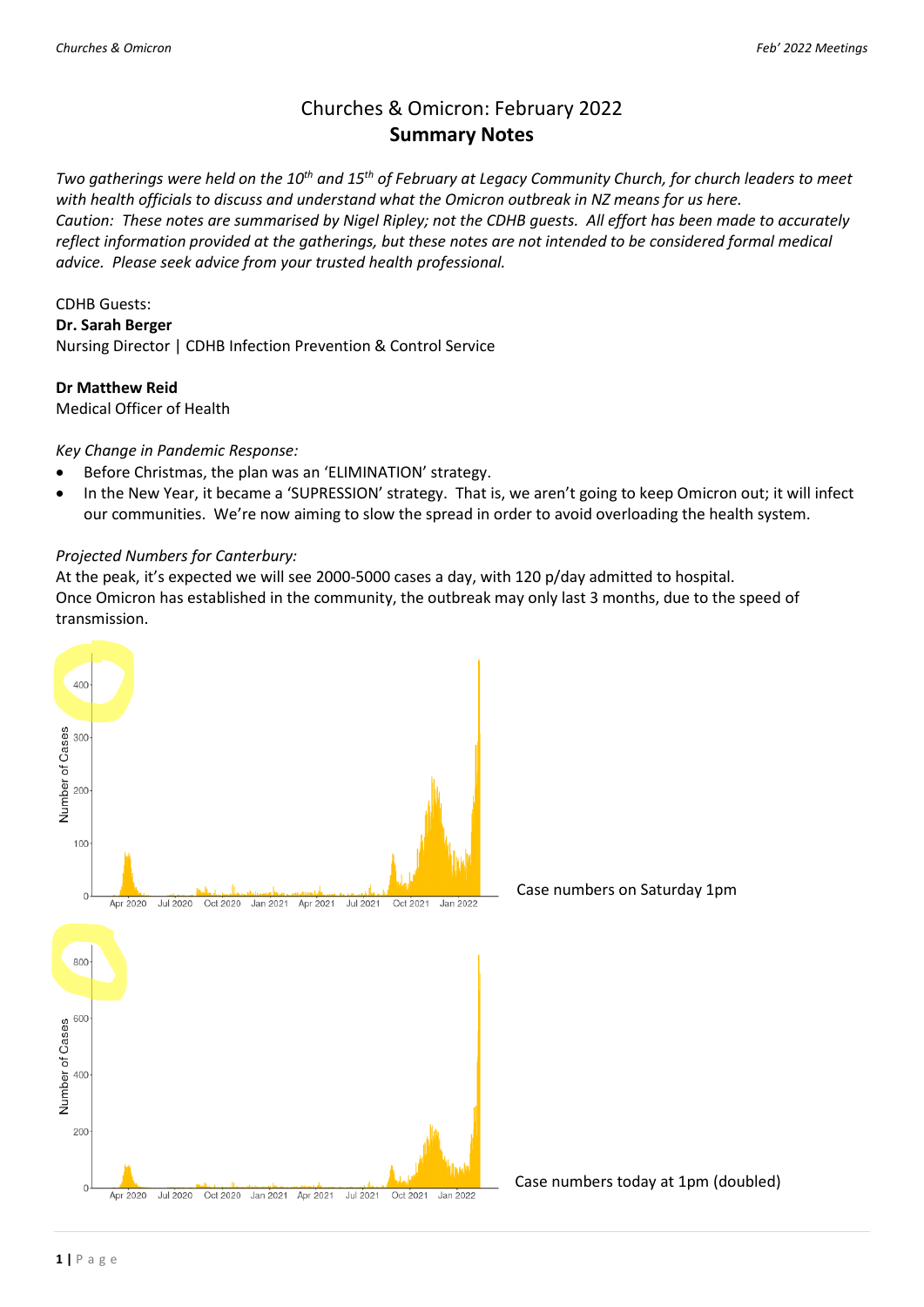# Churches & Omicron: February 2022
## Summary Notes

*Two gatherings were held on the 10th and 15th of February at Legacy Community Church, for church leaders to meet with health officials to discuss and understand what the Omicron outbreak in NZ means for us here.*
*Caution: These notes are summarised by Nigel Ripley; not the CDHB guests. All effort has been made to accurately reflect information provided at the gatherings, but these notes are not intended to be considered formal medical advice. Please seek advice from your trusted health professional.*

CDHB Guests:
**Dr. Sarah Berger**
Nursing Director | CDHB Infection Prevention & Control Service

**Dr Matthew Reid**
Medical Officer of Health

*Key Change in Pandemic Response:*

- Before Christmas, the plan was an 'ELIMINATION' strategy.
- In the New Year, it became a 'SUPRESSION' strategy. That is, we aren't going to keep Omicron out; it will infect our communities. We're now aiming to slow the spread in order to avoid overloading the health system.

*Projected Numbers for Canterbury:*
At the peak, it's expected we will see 2000-5000 cases a day, with 120 p/day admitted to hospital.
Once Omicron has established in the community, the outbreak may only last 3 months, due to the speed of transmission.

Case numbers on Saturday 1pm

Case numbers today at 1pm (doubled)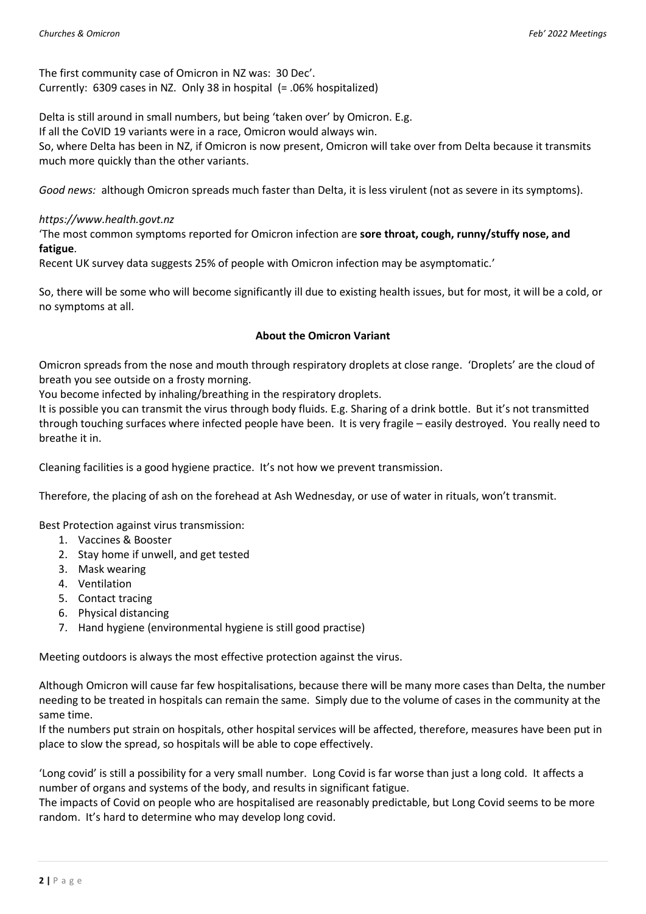The first community case of Omicron in NZ was: 30 Dec'.
Currently: 6309 cases in NZ. Only 38 in hospital (= .06% hospitalized)

Delta is still around in small numbers, but being 'taken over' by Omicron. E.g.
If all the CoVID 19 variants were in a race, Omicron would always win.
So, where Delta has been in NZ, if Omicron is now present, Omicron will take over from Delta because it transmits much more quickly than the other variants.

*Good news:* although Omicron spreads much faster than Delta, it is less virulent (not as severe in its symptoms).

*https://www.health.govt.nz*
'The most common symptoms reported for Omicron infection are **sore throat, cough, runny/stuffy nose, and fatigue**.
Recent UK survey data suggests 25% of people with Omicron infection may be asymptomatic.'

So, there will be some who will become significantly ill due to existing health issues, but for most, it will be a cold, or no symptoms at all.

**About the Omicron Variant**

Omicron spreads from the nose and mouth through respiratory droplets at close range. 'Droplets' are the cloud of breath you see outside on a frosty morning.
You become infected by inhaling/breathing in the respiratory droplets.
It is possible you can transmit the virus through body fluids. E.g. Sharing of a drink bottle. But it's not transmitted through touching surfaces where infected people have been. It is very fragile – easily destroyed. You really need to breathe it in.

Cleaning facilities is a good hygiene practice. It's not how we prevent transmission.

Therefore, the placing of ash on the forehead at Ash Wednesday, or use of water in rituals, won't transmit.

Best Protection against virus transmission:

1. Vaccines & Booster
2. Stay home if unwell, and get tested
3. Mask wearing
4. Ventilation
5. Contact tracing
6. Physical distancing
7. Hand hygiene (environmental hygiene is still good practise)

Meeting outdoors is always the most effective protection against the virus.

Although Omicron will cause far few hospitalisations, because there will be many more cases than Delta, the number needing to be treated in hospitals can remain the same. Simply due to the volume of cases in the community at the same time.
If the numbers put strain on hospitals, other hospital services will be affected, therefore, measures have been put in place to slow the spread, so hospitals will be able to cope effectively.

'Long covid' is still a possibility for a very small number. Long Covid is far worse than just a long cold. It affects a number of organs and systems of the body, and results in significant fatigue.
The impacts of Covid on people who are hospitalised are reasonably predictable, but Long Covid seems to be more random. It's hard to determine who may develop long covid.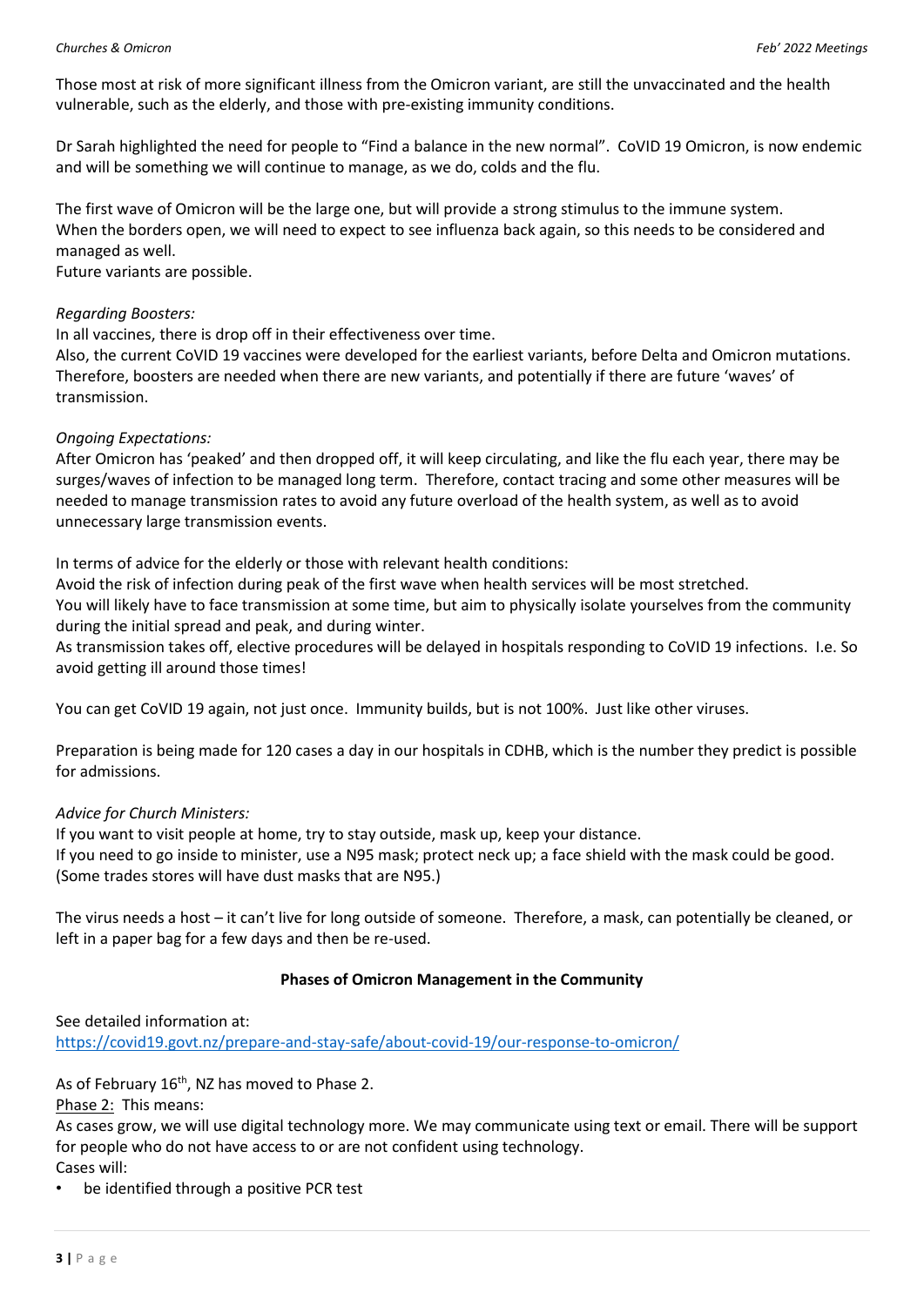Those most at risk of more significant illness from the Omicron variant, are still the unvaccinated and the health vulnerable, such as the elderly, and those with pre-existing immunity conditions.

Dr Sarah highlighted the need for people to "Find a balance in the new normal". CoVID 19 Omicron, is now endemic and will be something we will continue to manage, as we do, colds and the flu.

The first wave of Omicron will be the large one, but will provide a strong stimulus to the immune system.
When the borders open, we will need to expect to see influenza back again, so this needs to be considered and managed as well.
Future variants are possible.

*Regarding Boosters:*
In all vaccines, there is drop off in their effectiveness over time.
Also, the current CoVID 19 vaccines were developed for the earliest variants, before Delta and Omicron mutations. Therefore, boosters are needed when there are new variants, and potentially if there are future 'waves' of transmission.

*Ongoing Expectations:*
After Omicron has 'peaked' and then dropped off, it will keep circulating, and like the flu each year, there may be surges/waves of infection to be managed long term. Therefore, contact tracing and some other measures will be needed to manage transmission rates to avoid any future overload of the health system, as well as to avoid unnecessary large transmission events.

In terms of advice for the elderly or those with relevant health conditions:
Avoid the risk of infection during peak of the first wave when health services will be most stretched.
You will likely have to face transmission at some time, but aim to physically isolate yourselves from the community during the initial spread and peak, and during winter.
As transmission takes off, elective procedures will be delayed in hospitals responding to CoVID 19 infections. I.e. So avoid getting ill around those times!

You can get CoVID 19 again, not just once. Immunity builds, but is not 100%. Just like other viruses.

Preparation is being made for 120 cases a day in our hospitals in CDHB, which is the number they predict is possible for admissions.

*Advice for Church Ministers:*
If you want to visit people at home, try to stay outside, mask up, keep your distance.
If you need to go inside to minister, use a N95 mask; protect neck up; a face shield with the mask could be good. (Some trades stores will have dust masks that are N95.)

The virus needs a host – it can't live for long outside of someone. Therefore, a mask, can potentially be cleaned, or left in a paper bag for a few days and then be re-used.

**Phases of Omicron Management in the Community**

See detailed information at:
https://covid19.govt.nz/prepare-and-stay-safe/about-covid-19/our-response-to-omicron/

As of February 16th, NZ has moved to Phase 2.

Phase 2: This means:
As cases grow, we will use digital technology more. We may communicate using text or email. There will be support for people who do not have access to or are not confident using technology.
Cases will:

- be identified through a positive PCR test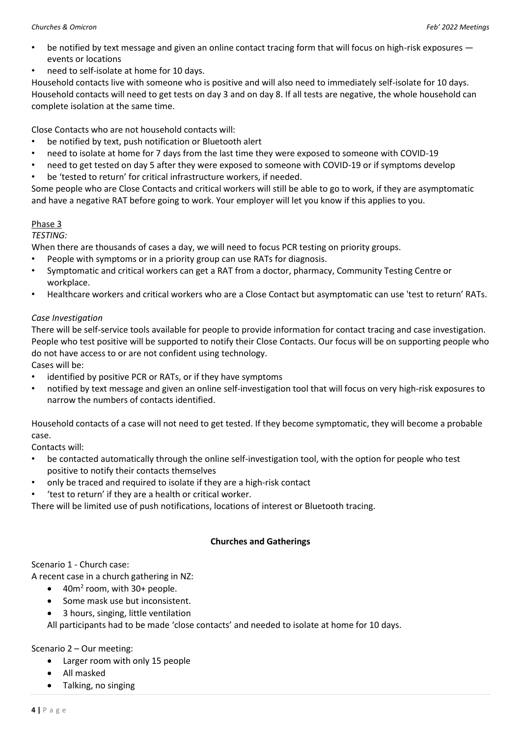- be notified by text message and given an online contact tracing form that will focus on high-risk exposures — events or locations
- need to self-isolate at home for 10 days.

Household contacts live with someone who is positive and will also need to immediately self-isolate for 10 days. Household contacts will need to get tests on day 3 and on day 8. If all tests are negative, the whole household can complete isolation at the same time.

Close Contacts who are not household contacts will:

- be notified by text, push notification or Bluetooth alert
- need to isolate at home for 7 days from the last time they were exposed to someone with COVID-19
- need to get tested on day 5 after they were exposed to someone with COVID-19 or if symptoms develop
- be 'tested to return' for critical infrastructure workers, if needed.

Some people who are Close Contacts and critical workers will still be able to go to work, if they are asymptomatic and have a negative RAT before going to work. Your employer will let you know if this applies to you.

## Phase 3

*TESTING:*

When there are thousands of cases a day, we will need to focus PCR testing on priority groups.

- People with symptoms or in a priority group can use RATs for diagnosis.
- Symptomatic and critical workers can get a RAT from a doctor, pharmacy, Community Testing Centre or workplace.
- Healthcare workers and critical workers who are a Close Contact but asymptomatic can use 'test to return' RATs.

*Case Investigation*

There will be self-service tools available for people to provide information for contact tracing and case investigation. People who test positive will be supported to notify their Close Contacts. Our focus will be on supporting people who do not have access to or are not confident using technology.

Cases will be:

- identified by positive PCR or RATs, or if they have symptoms
- notified by text message and given an online self-investigation tool that will focus on very high-risk exposures to narrow the numbers of contacts identified.

Household contacts of a case will not need to get tested. If they become symptomatic, they will become a probable case.

Contacts will:

- be contacted automatically through the online self-investigation tool, with the option for people who test positive to notify their contacts themselves
- only be traced and required to isolate if they are a high-risk contact
- 'test to return' if they are a health or critical worker.

There will be limited use of push notifications, locations of interest or Bluetooth tracing.

## Churches and Gatherings

Scenario 1 - Church case:

A recent case in a church gathering in NZ:

- $40m^2$ room, with 30+ people.
- Some mask use but inconsistent.
- 3 hours, singing, little ventilation

All participants had to be made 'close contacts' and needed to isolate at home for 10 days.

Scenario 2 – Our meeting:

- Larger room with only 15 people
- All masked
- Talking, no singing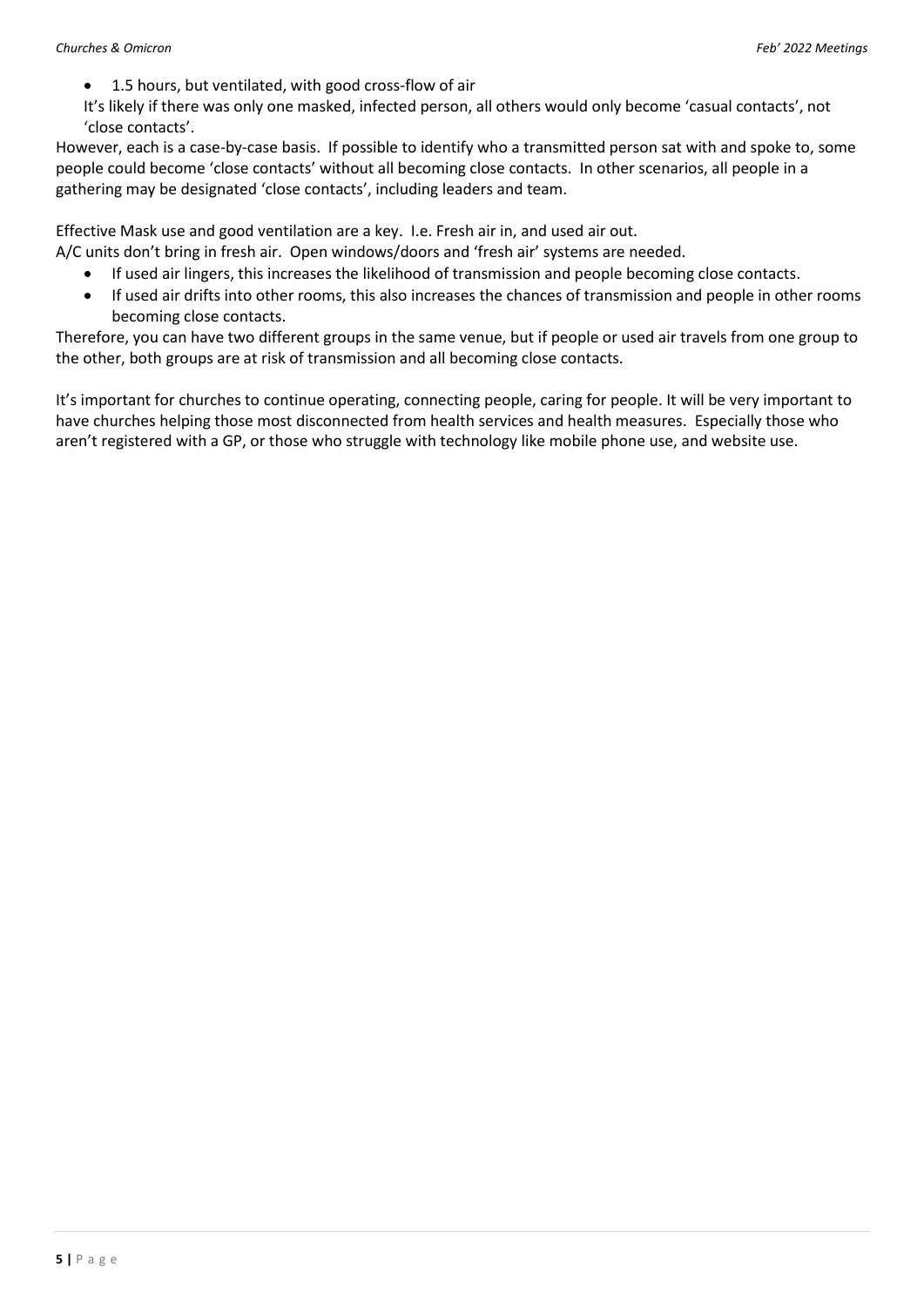- 1.5 hours, but ventilated, with good cross-flow of air

It's likely if there was only one masked, infected person, all others would only become 'casual contacts', not 'close contacts'.

However, each is a case-by-case basis. If possible to identify who a transmitted person sat with and spoke to, some people could become 'close contacts' without all becoming close contacts. In other scenarios, all people in a gathering may be designated 'close contacts', including leaders and team.

Effective Mask use and good ventilation are a key. I.e. Fresh air in, and used air out.
A/C units don't bring in fresh air. Open windows/doors and 'fresh air' systems are needed.

- If used air lingers, this increases the likelihood of transmission and people becoming close contacts.
- If used air drifts into other rooms, this also increases the chances of transmission and people in other rooms becoming close contacts.

Therefore, you can have two different groups in the same venue, but if people or used air travels from one group to the other, both groups are at risk of transmission and all becoming close contacts.

It's important for churches to continue operating, connecting people, caring for people. It will be very important to have churches helping those most disconnected from health services and health measures. Especially those who aren't registered with a GP, or those who struggle with technology like mobile phone use, and website use.